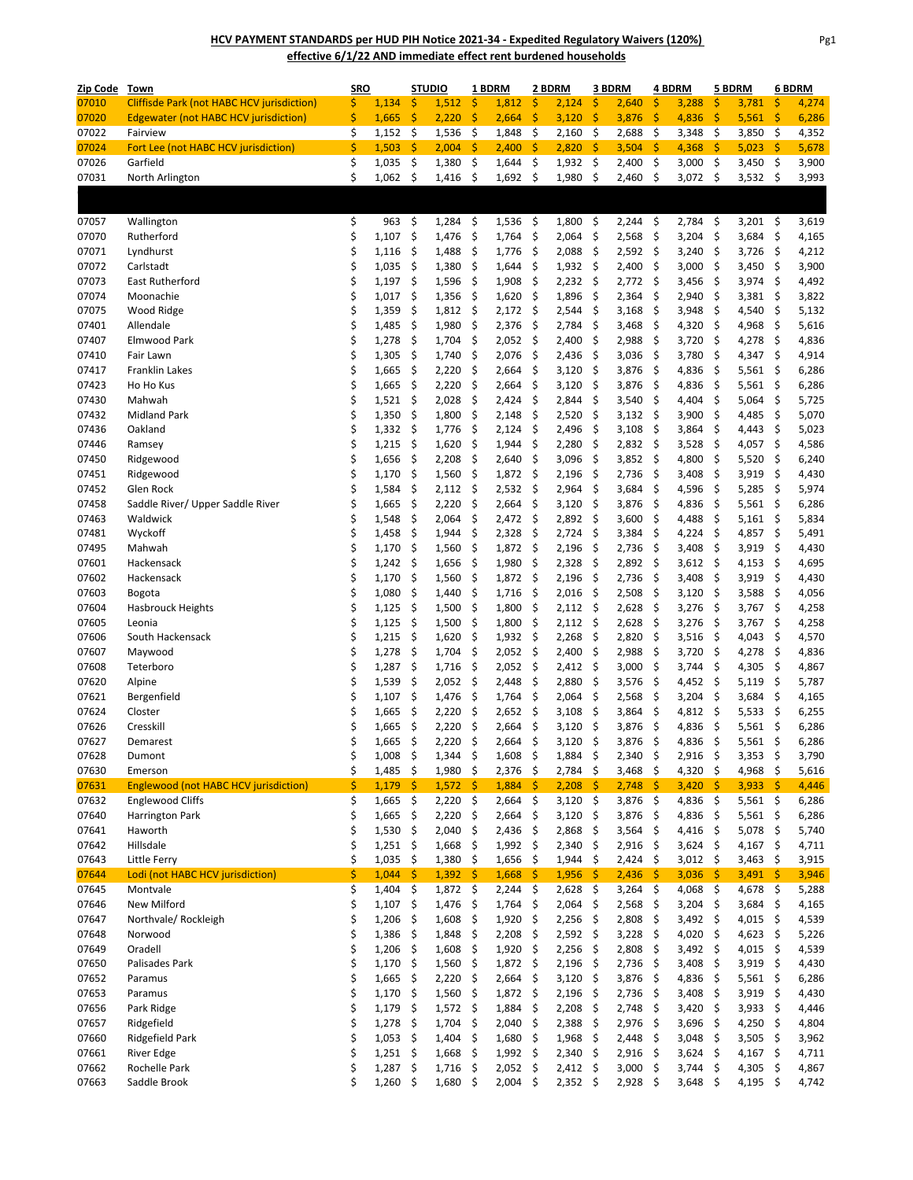**HCV PAYMENT STANDARDS per HUD PIH Notice 2021-34 - Expedited Regulatory Waivers (120%)**
**effective 6/1/22 AND immediate effect rent burdened households**

| Zip Code | Town | SRO | STUDIO | 1 BDRM | 2 BDRM | 3 BDRM | 4 BDRM | 5 BDRM | 6 BDRM |
|---|---|---|---|---|---|---|---|---|---|
| 07010 | Cliffside Park (not HABC HCV jurisdiction) | $ 1,134 | $ 1,512 | $ 1,812 | $ 2,124 | $ 2,640 | $ 3,288 | $ 3,781 | $ 4,274 |
| 07020 | Edgewater (not HABC HCV jurisdiction) | $ 1,665 | $ 2,220 | $ 2,664 | $ 3,120 | $ 3,876 | $ 4,836 | $ 5,561 | $ 6,286 |
| 07022 | Fairview | $ 1,152 | $ 1,536 | $ 1,848 | $ 2,160 | $ 2,688 | $ 3,348 | $ 3,850 | $ 4,352 |
| 07024 | Fort Lee (not HABC HCV jurisdiction) | $ 1,503 | $ 2,004 | $ 2,400 | $ 2,820 | $ 3,504 | $ 4,368 | $ 5,023 | $ 5,678 |
| 07026 | Garfield | $ 1,035 | $ 1,380 | $ 1,644 | $ 1,932 | $ 2,400 | $ 3,000 | $ 3,450 | $ 3,900 |
| 07031 | North Arlington | $ 1,062 | $ 1,416 | $ 1,692 | $ 1,980 | $ 2,460 | $ 3,072 | $ 3,532 | $ 3,993 |
| | | | | | | | | | |
| 07057 | Wallington | $ 963 | $ 1,284 | $ 1,536 | $ 1,800 | $ 2,244 | $ 2,784 | $ 3,201 | $ 3,619 |
| 07070 | Rutherford | $ 1,107 | $ 1,476 | $ 1,764 | $ 2,064 | $ 2,568 | $ 3,204 | $ 3,684 | $ 4,165 |
| 07071 | Lyndhurst | $ 1,116 | $ 1,488 | $ 1,776 | $ 2,088 | $ 2,592 | $ 3,240 | $ 3,726 | $ 4,212 |
| 07072 | Carlstadt | $ 1,035 | $ 1,380 | $ 1,644 | $ 1,932 | $ 2,400 | $ 3,000 | $ 3,450 | $ 3,900 |
| 07073 | East Rutherford | $ 1,197 | $ 1,596 | $ 1,908 | $ 2,232 | $ 2,772 | $ 3,456 | $ 3,974 | $ 4,492 |
| 07074 | Moonachie | $ 1,017 | $ 1,356 | $ 1,620 | $ 1,896 | $ 2,364 | $ 2,940 | $ 3,381 | $ 3,822 |
| 07075 | Wood Ridge | $ 1,359 | $ 1,812 | $ 2,172 | $ 2,544 | $ 3,168 | $ 3,948 | $ 4,540 | $ 5,132 |
| 07401 | Allendale | $ 1,485 | $ 1,980 | $ 2,376 | $ 2,784 | $ 3,468 | $ 4,320 | $ 4,968 | $ 5,616 |
| 07407 | Elmwood Park | $ 1,278 | $ 1,704 | $ 2,052 | $ 2,400 | $ 2,988 | $ 3,720 | $ 4,278 | $ 4,836 |
| 07410 | Fair Lawn | $ 1,305 | $ 1,740 | $ 2,076 | $ 2,436 | $ 3,036 | $ 3,780 | $ 4,347 | $ 4,914 |
| 07417 | Franklin Lakes | $ 1,665 | $ 2,220 | $ 2,664 | $ 3,120 | $ 3,876 | $ 4,836 | $ 5,561 | $ 6,286 |
| 07423 | Ho Ho Kus | $ 1,665 | $ 2,220 | $ 2,664 | $ 3,120 | $ 3,876 | $ 4,836 | $ 5,561 | $ 6,286 |
| 07430 | Mahwah | $ 1,521 | $ 2,028 | $ 2,424 | $ 2,844 | $ 3,540 | $ 4,404 | $ 5,064 | $ 5,725 |
| 07432 | Midland Park | $ 1,350 | $ 1,800 | $ 2,148 | $ 2,520 | $ 3,132 | $ 3,900 | $ 4,485 | $ 5,070 |
| 07436 | Oakland | $ 1,332 | $ 1,776 | $ 2,124 | $ 2,496 | $ 3,108 | $ 3,864 | $ 4,443 | $ 5,023 |
| 07446 | Ramsey | $ 1,215 | $ 1,620 | $ 1,944 | $ 2,280 | $ 2,832 | $ 3,528 | $ 4,057 | $ 4,586 |
| 07450 | Ridgewood | $ 1,656 | $ 2,208 | $ 2,640 | $ 3,096 | $ 3,852 | $ 4,800 | $ 5,520 | $ 6,240 |
| 07451 | Ridgewood | $ 1,170 | $ 1,560 | $ 1,872 | $ 2,196 | $ 2,736 | $ 3,408 | $ 3,919 | $ 4,430 |
| 07452 | Glen Rock | $ 1,584 | $ 2,112 | $ 2,532 | $ 2,964 | $ 3,684 | $ 4,596 | $ 5,285 | $ 5,974 |
| 07458 | Saddle River/ Upper Saddle River | $ 1,665 | $ 2,220 | $ 2,664 | $ 3,120 | $ 3,876 | $ 4,836 | $ 5,561 | $ 6,286 |
| 07463 | Waldwick | $ 1,548 | $ 2,064 | $ 2,472 | $ 2,892 | $ 3,600 | $ 4,488 | $ 5,161 | $ 5,834 |
| 07481 | Wyckoff | $ 1,458 | $ 1,944 | $ 2,328 | $ 2,724 | $ 3,384 | $ 4,224 | $ 4,857 | $ 5,491 |
| 07495 | Mahwah | $ 1,170 | $ 1,560 | $ 1,872 | $ 2,196 | $ 2,736 | $ 3,408 | $ 3,919 | $ 4,430 |
| 07601 | Hackensack | $ 1,242 | $ 1,656 | $ 1,980 | $ 2,328 | $ 2,892 | $ 3,612 | $ 4,153 | $ 4,695 |
| 07602 | Hackensack | $ 1,170 | $ 1,560 | $ 1,872 | $ 2,196 | $ 2,736 | $ 3,408 | $ 3,919 | $ 4,430 |
| 07603 | Bogota | $ 1,080 | $ 1,440 | $ 1,716 | $ 2,016 | $ 2,508 | $ 3,120 | $ 3,588 | $ 4,056 |
| 07604 | Hasbrouck Heights | $ 1,125 | $ 1,500 | $ 1,800 | $ 2,112 | $ 2,628 | $ 3,276 | $ 3,767 | $ 4,258 |
| 07605 | Leonia | $ 1,125 | $ 1,500 | $ 1,800 | $ 2,112 | $ 2,628 | $ 3,276 | $ 3,767 | $ 4,258 |
| 07606 | South Hackensack | $ 1,215 | $ 1,620 | $ 1,932 | $ 2,268 | $ 2,820 | $ 3,516 | $ 4,043 | $ 4,570 |
| 07607 | Maywood | $ 1,278 | $ 1,704 | $ 2,052 | $ 2,400 | $ 2,988 | $ 3,720 | $ 4,278 | $ 4,836 |
| 07608 | Teterboro | $ 1,287 | $ 1,716 | $ 2,052 | $ 2,412 | $ 3,000 | $ 3,744 | $ 4,305 | $ 4,867 |
| 07620 | Alpine | $ 1,539 | $ 2,052 | $ 2,448 | $ 2,880 | $ 3,576 | $ 4,452 | $ 5,119 | $ 5,787 |
| 07621 | Bergenfield | $ 1,107 | $ 1,476 | $ 1,764 | $ 2,064 | $ 2,568 | $ 3,204 | $ 3,684 | $ 4,165 |
| 07624 | Closter | $ 1,665 | $ 2,220 | $ 2,652 | $ 3,108 | $ 3,864 | $ 4,812 | $ 5,533 | $ 6,255 |
| 07626 | Cresskill | $ 1,665 | $ 2,220 | $ 2,664 | $ 3,120 | $ 3,876 | $ 4,836 | $ 5,561 | $ 6,286 |
| 07627 | Demarest | $ 1,665 | $ 2,220 | $ 2,664 | $ 3,120 | $ 3,876 | $ 4,836 | $ 5,561 | $ 6,286 |
| 07628 | Dumont | $ 1,008 | $ 1,344 | $ 1,608 | $ 1,884 | $ 2,340 | $ 2,916 | $ 3,353 | $ 3,790 |
| 07630 | Emerson | $ 1,485 | $ 1,980 | $ 2,376 | $ 2,784 | $ 3,468 | $ 4,320 | $ 4,968 | $ 5,616 |
| 07631 | Englewood (not HABC HCV jurisdiction) | $ 1,179 | $ 1,572 | $ 1,884 | $ 2,208 | $ 2,748 | $ 3,420 | $ 3,933 | $ 4,446 |
| 07632 | Englewood Cliffs | $ 1,665 | $ 2,220 | $ 2,664 | $ 3,120 | $ 3,876 | $ 4,836 | $ 5,561 | $ 6,286 |
| 07640 | Harrington Park | $ 1,665 | $ 2,220 | $ 2,664 | $ 3,120 | $ 3,876 | $ 4,836 | $ 5,561 | $ 6,286 |
| 07641 | Haworth | $ 1,530 | $ 2,040 | $ 2,436 | $ 2,868 | $ 3,564 | $ 4,416 | $ 5,078 | $ 5,740 |
| 07642 | Hillsdale | $ 1,251 | $ 1,668 | $ 1,992 | $ 2,340 | $ 2,916 | $ 3,624 | $ 4,167 | $ 4,711 |
| 07643 | Little Ferry | $ 1,035 | $ 1,380 | $ 1,656 | $ 1,944 | $ 2,424 | $ 3,012 | $ 3,463 | $ 3,915 |
| 07644 | Lodi (not HABC HCV jurisdiction) | $ 1,044 | $ 1,392 | $ 1,668 | $ 1,956 | $ 2,436 | $ 3,036 | $ 3,491 | $ 3,946 |
| 07645 | Montvale | $ 1,404 | $ 1,872 | $ 2,244 | $ 2,628 | $ 3,264 | $ 4,068 | $ 4,678 | $ 5,288 |
| 07646 | New Milford | $ 1,107 | $ 1,476 | $ 1,764 | $ 2,064 | $ 2,568 | $ 3,204 | $ 3,684 | $ 4,165 |
| 07647 | Northvale/ Rockleigh | $ 1,206 | $ 1,608 | $ 1,920 | $ 2,256 | $ 2,808 | $ 3,492 | $ 4,015 | $ 4,539 |
| 07648 | Norwood | $ 1,386 | $ 1,848 | $ 2,208 | $ 2,592 | $ 3,228 | $ 4,020 | $ 4,623 | $ 5,226 |
| 07649 | Oradell | $ 1,206 | $ 1,608 | $ 1,920 | $ 2,256 | $ 2,808 | $ 3,492 | $ 4,015 | $ 4,539 |
| 07650 | Palisades Park | $ 1,170 | $ 1,560 | $ 1,872 | $ 2,196 | $ 2,736 | $ 3,408 | $ 3,919 | $ 4,430 |
| 07652 | Paramus | $ 1,665 | $ 2,220 | $ 2,664 | $ 3,120 | $ 3,876 | $ 4,836 | $ 5,561 | $ 6,286 |
| 07653 | Paramus | $ 1,170 | $ 1,560 | $ 1,872 | $ 2,196 | $ 2,736 | $ 3,408 | $ 3,919 | $ 4,430 |
| 07656 | Park Ridge | $ 1,179 | $ 1,572 | $ 1,884 | $ 2,208 | $ 2,748 | $ 3,420 | $ 3,933 | $ 4,446 |
| 07657 | Ridgefield | $ 1,278 | $ 1,704 | $ 2,040 | $ 2,388 | $ 2,976 | $ 3,696 | $ 4,250 | $ 4,804 |
| 07660 | Ridgefield Park | $ 1,053 | $ 1,404 | $ 1,680 | $ 1,968 | $ 2,448 | $ 3,048 | $ 3,505 | $ 3,962 |
| 07661 | River Edge | $ 1,251 | $ 1,668 | $ 1,992 | $ 2,340 | $ 2,916 | $ 3,624 | $ 4,167 | $ 4,711 |
| 07662 | Rochelle Park | $ 1,287 | $ 1,716 | $ 2,052 | $ 2,412 | $ 3,000 | $ 3,744 | $ 4,305 | $ 4,867 |
| 07663 | Saddle Brook | $ 1,260 | $ 1,680 | $ 2,004 | $ 2,352 | $ 2,928 | $ 3,648 | $ 4,195 | $ 4,742 |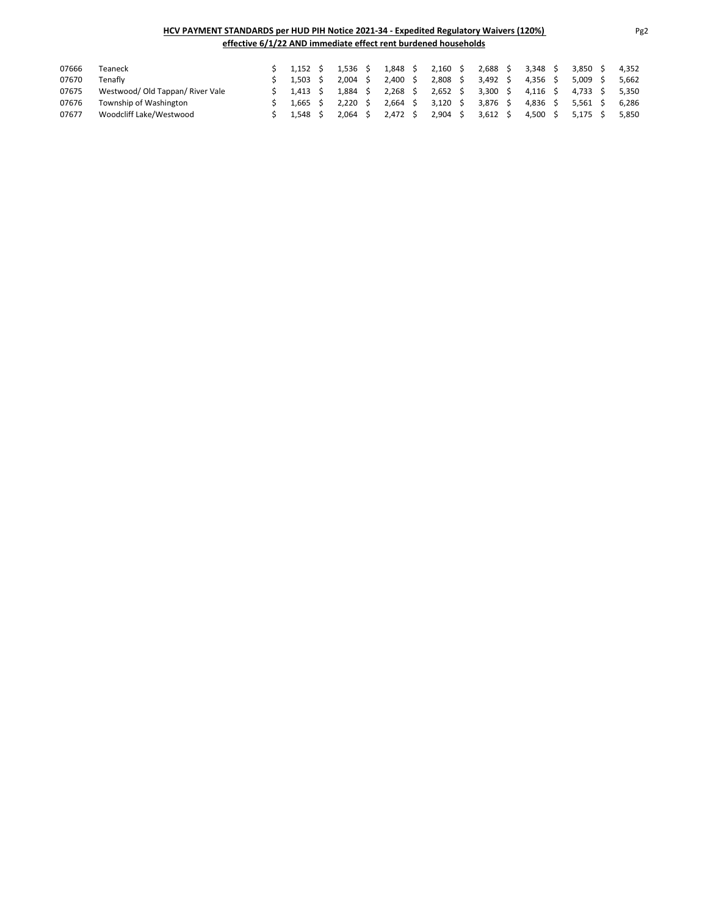**HCV PAYMENT STANDARDS per HUD PIH Notice 2021-34 - Expedited Regulatory Waivers (120%)**
**effective 6/1/22 AND immediate effect rent burdened households**

| | | | | | | | | | |
|---|---|---|---|---|---|---|---|---|---|
| 07666 | Teaneck | $ 1,152 | $ 1,536 | $ 1,848 | $ 2,160 | $ 2,688 | $ 3,348 | $ 3,850 | $ 4,352 |
| 07670 | Tenafly | $ 1,503 | $ 2,004 | $ 2,400 | $ 2,808 | $ 3,492 | $ 4,356 | $ 5,009 | $ 5,662 |
| 07675 | Westwood/ Old Tappan/ River Vale | $ 1,413 | $ 1,884 | $ 2,268 | $ 2,652 | $ 3,300 | $ 4,116 | $ 4,733 | $ 5,350 |
| 07676 | Township of Washington | $ 1,665 | $ 2,220 | $ 2,664 | $ 3,120 | $ 3,876 | $ 4,836 | $ 5,561 | $ 6,286 |
| 07677 | Woodcliff Lake/Westwood | $ 1,548 | $ 2,064 | $ 2,472 | $ 2,904 | $ 3,612 | $ 4,500 | $ 5,175 | $ 5,850 |